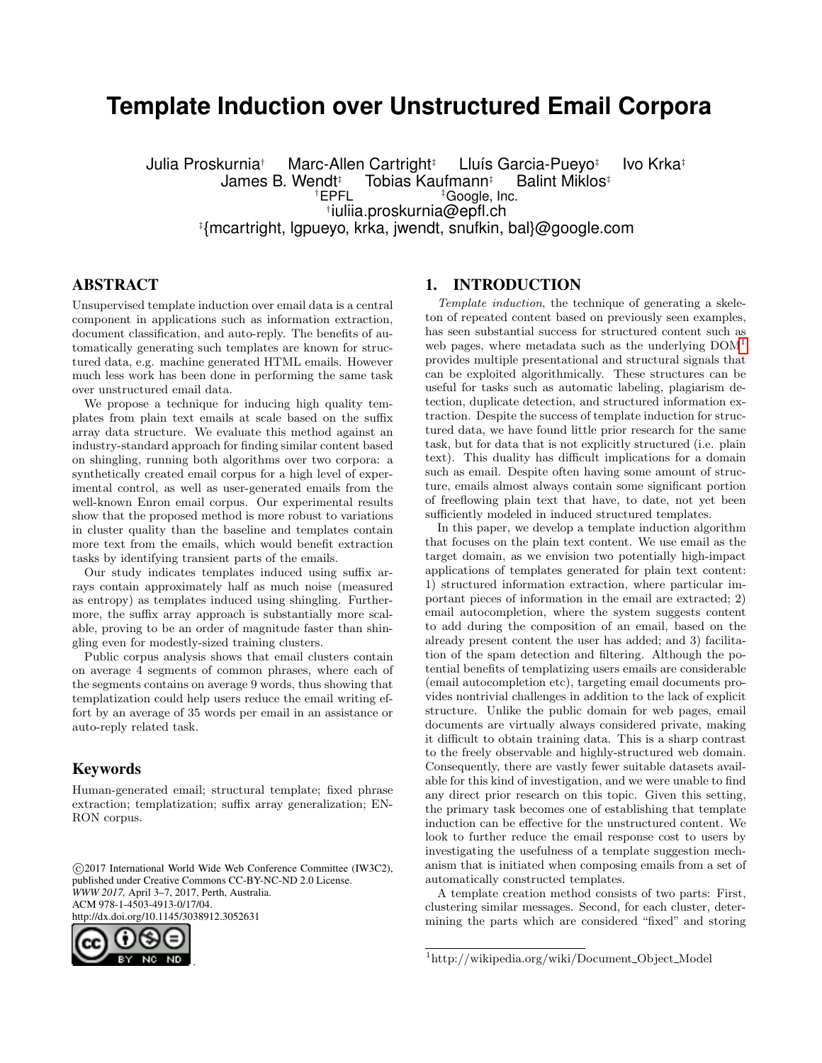# Template Induction over Unstructured Email Corpora

Julia Proskurnia[†] Marc-Allen Cartright[‡] Lluís Garcia-Pueyo[‡] Ivo Krka[‡]
James B. Wendt[‡] Tobias Kaufmann[‡] Balint Miklos[‡]
[†]EPFL [‡]Google, Inc.
[†]iuliia.proskurnia@epfl.ch
[‡]{mcartright, lgpueyo, krka, jwendt, snufkin, bal}@google.com

## ABSTRACT

Unsupervised template induction over email data is a central component in applications such as information extraction, document classification, and auto-reply. The benefits of automatically generating such templates are known for structured data, e.g. machine generated HTML emails. However much less work has been done in performing the same task over unstructured email data.

We propose a technique for inducing high quality templates from plain text emails at scale based on the suffix array data structure. We evaluate this method against an industry-standard approach for finding similar content based on shingling, running both algorithms over two corpora: a synthetically created email corpus for a high level of experimental control, as well as user-generated emails from the well-known Enron email corpus. Our experimental results show that the proposed method is more robust to variations in cluster quality than the baseline and templates contain more text from the emails, which would benefit extraction tasks by identifying transient parts of the emails.

Our study indicates templates induced using suffix arrays contain approximately half as much noise (measured as entropy) as templates induced using shingling. Furthermore, the suffix array approach is substantially more scalable, proving to be an order of magnitude faster than shingling even for modestly-sized training clusters.

Public corpus analysis shows that email clusters contain on average 4 segments of common phrases, where each of the segments contains on average 9 words, thus showing that templatization could help users reduce the email writing effort by an average of 35 words per email in an assistance or auto-reply related task.

## Keywords

Human-generated email; structural template; fixed phrase extraction; templatization; suffix array generalization; ENRON corpus.

©2017 International World Wide Web Conference Committee (IW3C2), published under Creative Commons CC-BY-NC-ND 2.0 License.
*WWW 2017,* April 3–7, 2017, Perth, Australia.
ACM 978-1-4503-4913-0/17/04.
http://dx.doi.org/10.1145/3038912.3052631

## 1. INTRODUCTION

*Template induction*, the technique of generating a skeleton of repeated content based on previously seen examples, has seen substantial success for structured content such as web pages, where metadata such as the underlying DOM[1] provides multiple presentational and structural signals that can be exploited algorithmically. These structures can be useful for tasks such as automatic labeling, plagiarism detection, duplicate detection, and structured information extraction. Despite the success of template induction for structured data, we have found little prior research for the same task, but for data that is not explicitly structured (i.e. plain text). This duality has difficult implications for a domain such as email. Despite often having some amount of structure, emails almost always contain some significant portion of freeflowing plain text that have, to date, not yet been sufficiently modeled in induced structured templates.

In this paper, we develop a template induction algorithm that focuses on the plain text content. We use email as the target domain, as we envision two potentially high-impact applications of templates generated for plain text content: 1) structured information extraction, where particular important pieces of information in the email are extracted; 2) email autocompletion, where the system suggests content to add during the composition of an email, based on the already present content the user has added; and 3) facilitation of the spam detection and filtering. Although the potential benefits of templatizing users emails are considerable (email autocompletion etc), targeting email documents provides nontrivial challenges in addition to the lack of explicit structure. Unlike the public domain for web pages, email documents are virtually always considered private, making it difficult to obtain training data. This is a sharp contrast to the freely observable and highly-structured web domain. Consequently, there are vastly fewer suitable datasets available for this kind of investigation, and we were unable to find any direct prior research on this topic. Given this setting, the primary task becomes one of establishing that template induction can be effective for the unstructured content. We look to further reduce the email response cost to users by investigating the usefulness of a template suggestion mechanism that is initiated when composing emails from a set of automatically constructed templates.

A template creation method consists of two parts: First, clustering similar messages. Second, for each cluster, determining the parts which are considered "fixed" and storing

[1]http://wikipedia.org/wiki/Document_Object_Model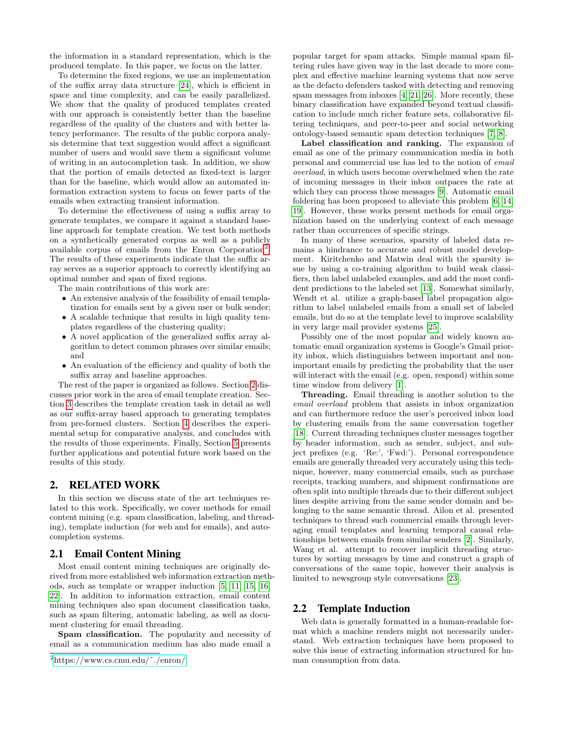the information in a standard representation, which is the produced template. In this paper, we focus on the latter.

To determine the fixed regions, we use an implementation of the suffix array data structure [24], which is efficient in space and time complexity, and can be easily parallelized. We show that the quality of produced templates created with our approach is consistently better than the baseline regardless of the quality of the clusters and with better latency performance. The results of the public corpora analysis determine that text suggestion would affect a significant number of users and would save them a significant volume of writing in an autocompletion task. In addition, we show that the portion of emails detected as fixed-text is larger than for the baseline, which would allow an automated information extraction system to focus on fewer parts of the emails when extracting transient information.

To determine the effectiveness of using a suffix array to generate templates, we compare it against a standard baseline approach for template creation. We test both methods on a synthetically generated corpus as well as a publicly available corpus of emails from the Enron Corporation[2]. The results of these experiments indicate that the suffix array serves as a superior approach to correctly identifying an optimal number and span of fixed regions.

The main contributions of this work are:

- An extensive analysis of the feasibility of email templatization for emails sent by a given user or bulk sender;
- A scalable technique that results in high quality templates regardless of the clustering quality;
- A novel application of the generalized suffix array algorithm to detect common phrases over similar emails; and
- An evaluation of the efficiency and quality of both the suffix array and baseline approaches.

The rest of the paper is organized as follows. Section 2 discusses prior work in the area of email template creation. Section 3 describes the template creation task in detail as well as our suffix-array based approach to generating templates from pre-formed clusters. Section 4 describes the experimental setup for comparative analysis, and concludes with the results of those experiments. Finally, Section 5 presents further applications and potential future work based on the results of this study.

## 2. RELATED WORK

In this section we discuss state of the art techniques related to this work. Specifically, we cover methods for email content mining (e.g. spam classification, labeling, and threading), template induction (for web and for emails), and autocompletion systems.

### 2.1 Email Content Mining

Most email content mining techniques are originally derived from more established web information extraction methods, such as template or wrapper induction [5, 11, 15, 16, 22]. In addition to information extraction, email content mining techniques also span document classification tasks, such as spam filtering, automatic labeling, as well as document clustering for email threading.

**Spam classification.** The popularity and necessity of email as a communication medium has also made email a popular target for spam attacks. Simple manual spam filtering rules have given way in the last decade to more complex and effective machine learning systems that now serve as the defacto defenders tasked with detecting and removing spam messages from inboxes [4, 21, 26]. More recently, these binary classification have expanded beyond textual classification to include much richer feature sets, collaborative filtering techniques, and peer-to-peer and social networking ontology-based semantic spam detection techniques [7, 8].

**Label classification and ranking.** The expansion of email as one of the primary communication media in both personal and commercial use has led to the notion of *email overload*, in which users become overwhelmed when the rate of incoming messages in their inbox outpaces the rate at which they can process those messages [9]. Automatic email foldering has been proposed to alleviate this problem [6, 14, 19]. However, these works present methods for email organization based on the underlying context of each message rather than occurrences of specific strings.

In many of these scenarios, sparsity of labeled data remains a hindrance to accurate and robust model development. Kiritchenko and Matwin deal with the sparsity issue by using a co-training algorithm to build weak classifiers, then label unlabeled examples, and add the most confident predictions to the labeled set [13]. Somewhat similarly, Wendt et al. utilize a graph-based label propagation algorithm to label unlabeled emails from a small set of labeled emails, but do so at the template level to improve scalability in very large mail provider systems [25].

Possibly one of the most popular and widely known automatic email organization systems is Google's Gmail priority inbox, which distinguishes between important and non-important emails by predicting the probability that the user will interact with the email (e.g. open, respond) within some time window from delivery [1].

**Threading.** Email threading is another solution to the *email overload* problem that assists in inbox organization and can furthermore reduce the user's perceived inbox load by clustering emails from the same conversation together [18]. Current threading techniques cluster messages together by header information, such as sender, subject, and subject prefixes (e.g. 'Re:', 'Fwd:'). Personal correspondence emails are generally threaded very accurately using this technique, however, many commercial emails, such as purchase receipts, tracking numbers, and shipment confirmations are often split into multiple threads due to their different subject lines despite arriving from the same sender domain and belonging to the same semantic thread. Ailon et al. presented techniques to thread such commercial emails through leveraging email templates and learning temporal causal relationships between emails from similar senders [2]. Similarly, Wang et al. attempt to recover implicit threading structures by sorting messages by time and construct a graph of conversations of the same topic, however their analysis is limited to newsgroup style conversations [23].

### 2.2 Template Induction

Web data is generally formatted in a human-readable format which a machine renders might not necessarily understand. Web extraction techniques have been proposed to solve this issue of extracting information structured for human consumption from data.

[2] https://www.cs.cmu.edu/~./enron/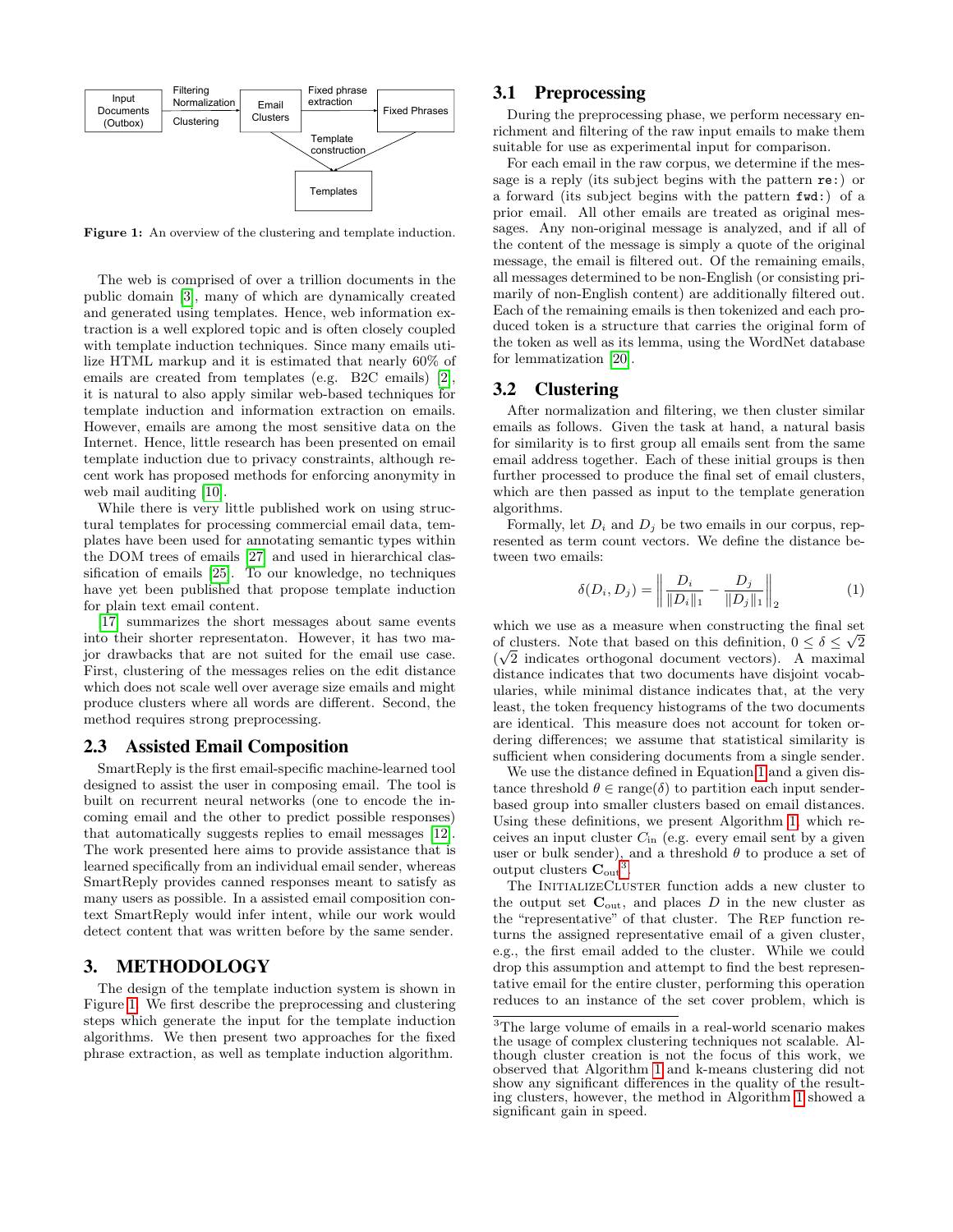Input Documents (Outbox)

Filtering Normalization

Clustering

Email Clusters

Fixed phrase extraction

Fixed Phrases

Template construction

Templates

**Figure 1:** An overview of the clustering and template induction.

The web is comprised of over a trillion documents in the public domain [3], many of which are dynamically created and generated using templates. Hence, web information extraction is a well explored topic and is often closely coupled with template induction techniques. Since many emails utilize HTML markup and it is estimated that nearly 60% of emails are created from templates (e.g. B2C emails) [2], it is natural to also apply similar web-based techniques for template induction and information extraction on emails. However, emails are among the most sensitive data on the Internet. Hence, little research has been presented on email template induction due to privacy constraints, although recent work has proposed methods for enforcing anonymity in web mail auditing [10].

While there is very little published work on using structural templates for processing commercial email data, templates have been used for annotating semantic types within the DOM trees of emails [27] and used in hierarchical classification of emails [25]. To our knowledge, no techniques have yet been published that propose template induction for plain text email content.

[17] summarizes the short messages about same events into their shorter representaton. However, it has two major drawbacks that are not suited for the email use case. First, clustering of the messages relies on the edit distance which does not scale well over average size emails and might produce clusters where all words are different. Second, the method requires strong preprocessing.

## 2.3 Assisted Email Composition

SmartReply is the first email-specific machine-learned tool designed to assist the user in composing email. The tool is built on recurrent neural networks (one to encode the incoming email and the other to predict possible responses) that automatically suggests replies to email messages [12]. The work presented here aims to provide assistance that is learned specifically from an individual email sender, whereas SmartReply provides canned responses meant to satisfy as many users as possible. In a assisted email composition context SmartReply would infer intent, while our work would detect content that was written before by the same sender.

# 3. METHODOLOGY

The design of the template induction system is shown in Figure 1. We first describe the preprocessing and clustering steps which generate the input for the template induction algorithms. We then present two approaches for the fixed phrase extraction, as well as template induction algorithm.

## 3.1 Preprocessing

During the preprocessing phase, we perform necessary enrichment and filtering of the raw input emails to make them suitable for use as experimental input for comparison.

For each email in the raw corpus, we determine if the message is a reply (its subject begins with the pattern `re:`) or a forward (its subject begins with the pattern `fwd:`) of a prior email. All other emails are treated as original messages. Any non-original message is analyzed, and if all of the content of the message is simply a quote of the original message, the email is filtered out. Of the remaining emails, all messages determined to be non-English (or consisting primarily of non-English content) are additionally filtered out. Each of the remaining emails is then tokenized and each produced token is a structure that carries the original form of the token as well as its lemma, using the WordNet database for lemmatization [20].

## 3.2 Clustering

After normalization and filtering, we then cluster similar emails as follows. Given the task at hand, a natural basis for similarity is to first group all emails sent from the same email address together. Each of these initial groups is then further processed to produce the final set of email clusters, which are then passed as input to the template generation algorithms.

Formally, let $D_i$ and $D_j$ be two emails in our corpus, represented as term count vectors. We define the distance between two emails:

$$\delta(D_i, D_j) = \left\| \frac{D_i}{\|D_i\|_1} - \frac{D_j}{\|D_j\|_1} \right\|_2 \tag{1}$$

which we use as a measure when constructing the final set of clusters. Note that based on this definition, $0 \leq \delta \leq \sqrt{2}$ ($\sqrt{2}$ indicates orthogonal document vectors). A maximal distance indicates that two documents have disjoint vocabularies, while minimal distance indicates that, at the very least, the token frequency histograms of the two documents are identical. This measure does not account for token ordering differences; we assume that statistical similarity is sufficient when considering documents from a single sender.

We use the distance defined in Equation 1 and a given distance threshold $\theta \in \text{range}(\delta)$ to partition each input sender-based group into smaller clusters based on email distances. Using these definitions, we present Algorithm 1, which receives an input cluster $C_{\text{in}}$ (e.g. every email sent by a given user or bulk sender), and a threshold $\theta$ to produce a set of output clusters $\mathbf{C}_{\text{out}}$[3].

The InitializeCluster function adds a new cluster to the output set $\mathbf{C}_{\text{out}}$, and places $D$ in the new cluster as the "representative" of that cluster. The Rep function returns the assigned representative email of a given cluster, e.g., the first email added to the cluster. While we could drop this assumption and attempt to find the best representative email for the entire cluster, performing this operation reduces to an instance of the set cover problem, which is

[3]The large volume of emails in a real-world scenario makes the usage of complex clustering techniques not scalable. Although cluster creation is not the focus of this work, we observed that Algorithm 1 and k-means clustering did not show any significant differences in the quality of the resulting clusters, however, the method in Algorithm 1 showed a significant gain in speed.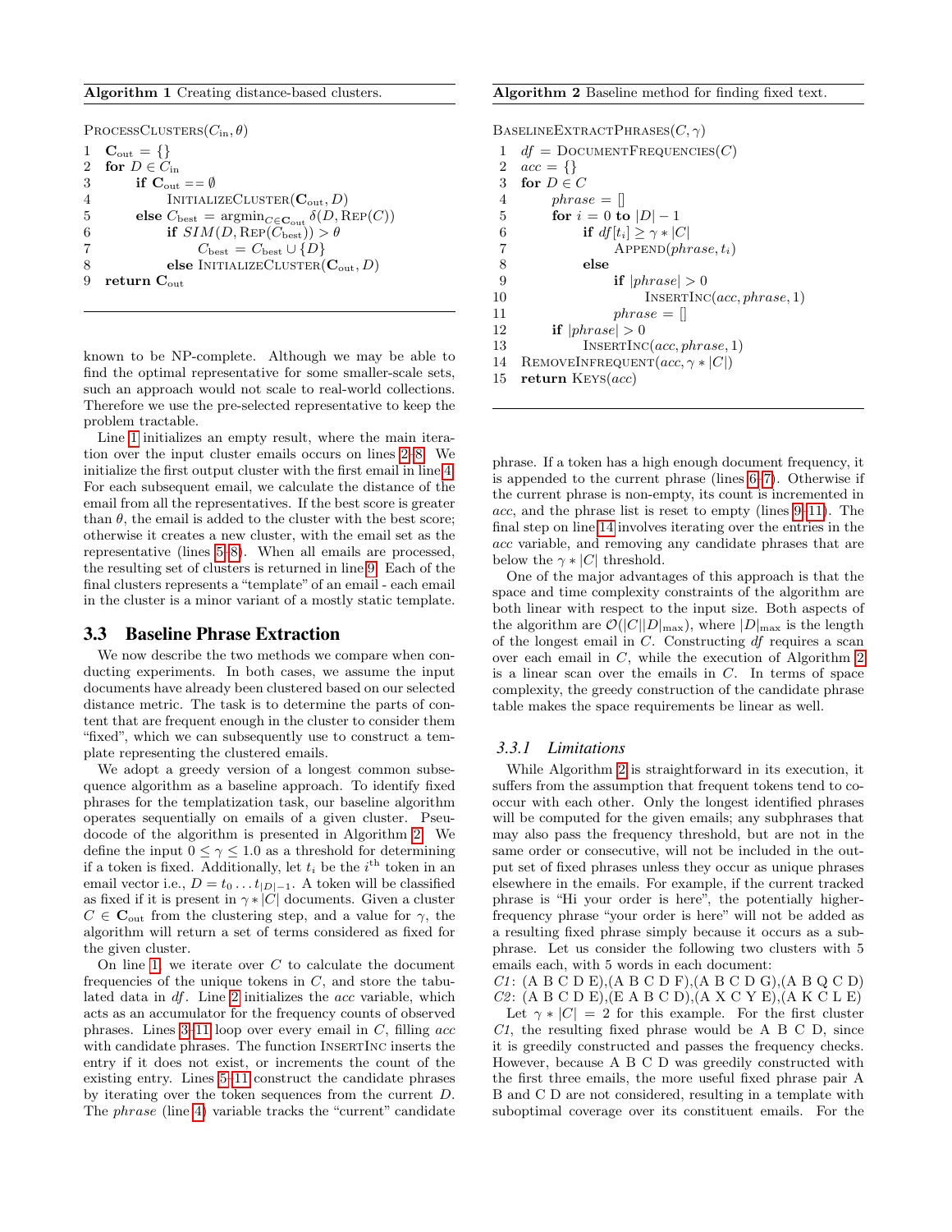**Algorithm 1** Creating distance-based clusters.

```
ProcessClusters(C_in, θ)
1  C_out = {}
2  for D ∈ C_in
3      if C_out == ∅
4          InitializeCluster(C_out, D)
5      else C_best = argmin_{C ∈ C_out} δ(D, Rep(C))
6          if SIM(D, Rep(C_best)) > θ
7              C_best = C_best ∪ {D}
8          else InitializeCluster(C_out, D)
9  return C_out
```

known to be NP-complete. Although we may be able to find the optimal representative for some smaller-scale sets, such an approach would not scale to real-world collections. Therefore we use the pre-selected representative to keep the problem tractable.

Line 1 initializes an empty result, where the main iteration over the input cluster emails occurs on lines 2–8. We initialize the first output cluster with the first email in line 4. For each subsequent email, we calculate the distance of the email from all the representatives. If the best score is greater than $\theta$, the email is added to the cluster with the best score; otherwise it creates a new cluster, with the email set as the representative (lines 5–8). When all emails are processed, the resulting set of clusters is returned in line 9. Each of the final clusters represents a "template" of an email - each email in the cluster is a minor variant of a mostly static template.

## 3.3 Baseline Phrase Extraction

We now describe the two methods we compare when conducting experiments. In both cases, we assume the input documents have already been clustered based on our selected distance metric. The task is to determine the parts of content that are frequent enough in the cluster to consider them "fixed", which we can subsequently use to construct a template representing the clustered emails.

We adopt a greedy version of a longest common subsequence algorithm as a baseline approach. To identify fixed phrases for the templatization task, our baseline algorithm operates sequentially on emails of a given cluster. Pseudocode of the algorithm is presented in Algorithm 2. We define the input $0 \leq \gamma \leq 1.0$ as a threshold for determining if a token is fixed. Additionally, let $t_i$ be the $i^{\text{th}}$ token in an email vector i.e., $D = t_0 \ldots t_{|D|-1}$. A token will be classified as fixed if it is present in $\gamma * |C|$ documents. Given a cluster $C \in \mathbf{C}_{\text{out}}$ from the clustering step, and a value for $\gamma$, the algorithm will return a set of terms considered as fixed for the given cluster.

On line 1, we iterate over $C$ to calculate the document frequencies of the unique tokens in $C$, and store the tabulated data in *df*. Line 2 initializes the *acc* variable, which acts as an accumulator for the frequency counts of observed phrases. Lines 3–11 loop over every email in $C$, filling *acc* with candidate phrases. The function InsertInc inserts the entry if it does not exist, or increments the count of the existing entry. Lines 5–11 construct the candidate phrases by iterating over the token sequences from the current $D$. The *phrase* (line 4) variable tracks the "current" candidate

**Algorithm 2** Baseline method for finding fixed text.

```
BaselineExtractPhrases(C, γ)
1   df = DocumentFrequencies(C)
2   acc = {}
3   for D ∈ C
4       phrase = []
5       for i = 0 to |D| − 1
6           if df[t_i] ≥ γ ∗ |C|
7               Append(phrase, t_i)
8           else
9               if |phrase| > 0
10                  InsertInc(acc, phrase, 1)
11              phrase = []
12      if |phrase| > 0
13          InsertInc(acc, phrase, 1)
14  RemoveInfrequent(acc, γ ∗ |C|)
15  return Keys(acc)
```

phrase. If a token has a high enough document frequency, it is appended to the current phrase (lines 6–7). Otherwise if the current phrase is non-empty, its count is incremented in *acc*, and the phrase list is reset to empty (lines 9–11). The final step on line 14 involves iterating over the entries in the *acc* variable, and removing any candidate phrases that are below the $\gamma * |C|$ threshold.

One of the major advantages of this approach is that the space and time complexity constraints of the algorithm are both linear with respect to the input size. Both aspects of the algorithm are $\mathcal{O}(|C||D|_{\max})$, where $|D|_{\max}$ is the length of the longest email in $C$. Constructing *df* requires a scan over each email in $C$, while the execution of Algorithm 2 is a linear scan over the emails in $C$. In terms of space complexity, the greedy construction of the candidate phrase table makes the space requirements linear as well.

### 3.3.1 Limitations

While Algorithm 2 is straightforward in its execution, it suffers from the assumption that frequent tokens tend to co-occur with each other. Only the longest identified phrases will be computed for the given emails; any subphrases that may also pass the frequency threshold, but are not in the same order or consecutive, will not be included in the output set of fixed phrases unless they occur as unique phrases elsewhere in the emails. For example, if the current tracked phrase is "Hi your order is here", the potentially higher-frequency phrase "your order is here" will not be added as a resulting fixed phrase simply because it occurs as a sub-phrase. Let us consider the following two clusters with 5 emails each, with 5 words in each document:

*C1*: (A B C D E),(A B C D F),(A B C D G),(A B Q C D)
*C2*: (A B C D E),(E A B C D),(A X C Y E),(A K C L E)

Let $\gamma * |C| = 2$ for this example. For the first cluster *C1*, the resulting fixed phrase would be A B C D, since it is greedily constructed and passes the frequency checks. However, because A B C D was greedily constructed with the first three emails, the more useful fixed phrase pair A B and C D are not considered, resulting in a template with suboptimal coverage over its constituent emails. For the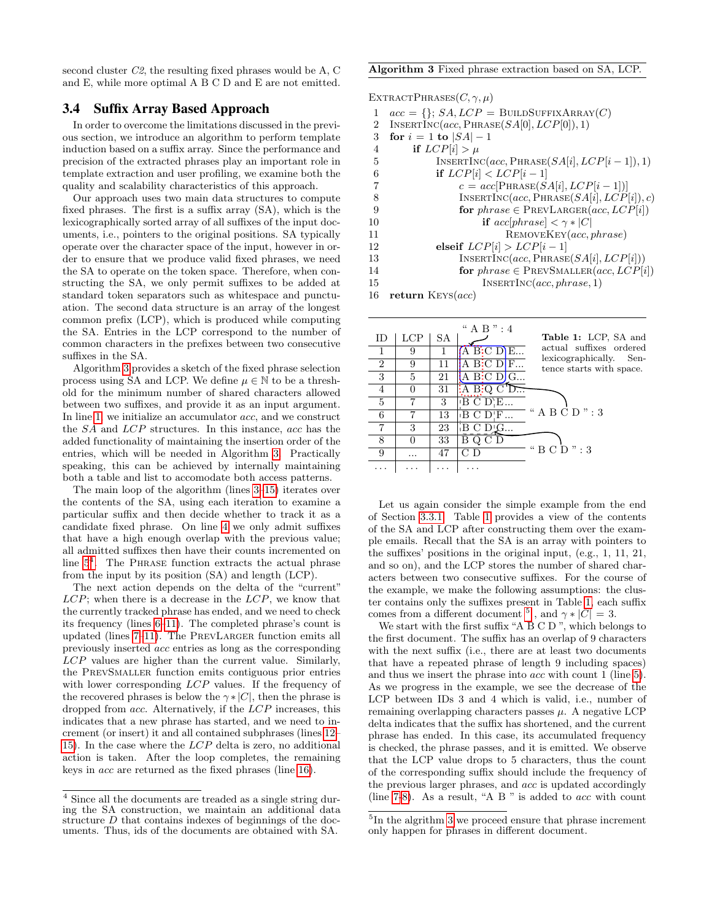second cluster *C2*, the resulting fixed phrases would be A, C and E, while more optimal A B C D and E are not emitted.

### 3.4 Suffix Array Based Approach

In order to overcome the limitations discussed in the previous section, we introduce an algorithm to perform template induction based on a suffix array. Since the performance and precision of the extracted phrases play an important role in template extraction and user profiling, we examine both the quality and scalability characteristics of this approach.

Our approach uses two main data structures to compute fixed phrases. The first is a suffix array (SA), which is the lexicographically sorted array of all suffixes of the input documents, i.e., pointers to the original positions. SA typically operate over the character space of the input, however in order to ensure that we produce valid fixed phrases, we need the SA to operate on the token space. Therefore, when constructing the SA, we only permit suffixes to be added at standard token separators such as whitespace and punctuation. The second data structure is an array of the longest common prefix (LCP), which is produced while computing the SA. Entries in the LCP correspond to the number of common characters in the prefixes between two consecutive suffixes in the SA.

Algorithm 3 provides a sketch of the fixed phrase selection process using SA and LCP. We define $\mu \in \mathbb{N}$ to be a threshold for the minimum number of shared characters allowed between two suffixes, and provide it as an input argument. In line 1, we initialize an accumulator *acc*, and we construct the *SA* and *LCP* structures. In this instance, *acc* has the added functionality of maintaining the insertion order of the entries, which will be needed in Algorithm 3. Practically speaking, this can be achieved by internally maintaining both a table and list to accomodate both access patterns.

The main loop of the algorithm (lines 3–15) iterates over the contents of the SA, using each iteration to examine a particular suffix and then decide whether to track it as a candidate fixed phrase. On line 4 we only admit suffixes that have a high enough overlap with the previous value; all admitted suffixes then have their counts incremented on line 5[4]. The Phrase function extracts the actual phrase from the input by its position (SA) and length (LCP).

The next action depends on the delta of the "current" *LCP*; when there is a decrease in the *LCP*, we know that the currently tracked phrase has ended, and we need to check its frequency (lines 6–11). The completed phrase's count is updated (lines 7–11). The PrevLarger function emits all previously inserted *acc* entries as long as the corresponding *LCP* values are higher than the current value. Similarly, the PrevSmaller function emits contiguous prior entries with lower corresponding *LCP* values. If the frequency of the recovered phrases is below the $\gamma * |C|$, then the phrase is dropped from *acc*. Alternatively, if the *LCP* increases, this indicates that a new phrase has started, and we need to increment (or insert) it and all contained subphrases (lines 12–15). In the case where the *LCP* delta is zero, no additional action is taken. After the loop completes, the remaining keys in *acc* are returned as the fixed phrases (line 16).

[4] Since all the documents are treaded as a single string during the SA construction, we maintain an additional data structure *D* that contains indexes of beginnings of the documents. Thus, ids of the documents are obtained with SA.

**Algorithm 3** Fixed phrase extraction based on SA, LCP.

```
ExtractPhrases(C, γ, μ)
 1  acc = {}; SA, LCP = BuildSuffixArray(C)
 2  InsertInc(acc, Phrase(SA[0], LCP[0]), 1)
 3  for i = 1 to |SA| − 1
 4      if LCP[i] > μ
 5          InsertInc(acc, Phrase(SA[i], LCP[i − 1]), 1)
 6          if LCP[i] < LCP[i − 1]
 7              c = acc[Phrase(SA[i], LCP[i − 1])]
 8              InsertInc(acc, Phrase(SA[i], LCP[i]), c)
 9              for phrase ∈ PrevLarger(acc, LCP[i])
10                  if acc[phrase] < γ ∗ |C|
11                      RemoveKey(acc, phrase)
12          elseif LCP[i] > LCP[i − 1]
13              InsertInc(acc, Phrase(SA[i], LCP[i]))
14              for phrase ∈ PrevSmaller(acc, LCP[i])
15                  InsertInc(acc, phrase, 1)
16  return Keys(acc)
```

| ID | LCP | SA | |
|---|---|---|---|
| 1 | 9 | 1 | A B C D E... |
| 2 | 9 | 11 | A B C D F... |
| 3 | 5 | 21 | A B C D G... |
| 4 | 0 | 31 | A B Q C D... |
| 5 | 7 | 3 | B C D E... |
| 6 | 7 | 13 | B C D F... |
| 7 | 3 | 23 | B C D G... |
| 8 | 0 | 33 | B Q C D |
| 9 | ... | 47 | C D |
| ... | ... | ... | ... |

" A B " : 4

" A B C D " : 3

" B C D " : 3

**Table 1:** LCP, SA and actual suffixes ordered lexicographically. Sentence starts with space.

Let us again consider the simple example from the end of Section 3.3.1. Table 1 provides a view of the contents of the SA and LCP after constructing them over the example emails. Recall that the SA is an array with pointers to the suffixes' positions in the original input, (e.g., 1, 11, 21, and so on), and the LCP stores the number of shared characters between two consecutive suffixes. For the course of the example, we make the following assumptions: the cluster contains only the suffixes present in Table 1, each suffix comes from a different document [5], and $\gamma * |C| = 3$.

We start with the first suffix "A B C D ", which belongs to the first document. The suffix has an overlap of 9 characters with the next suffix (i.e., there are at least two documents that have a repeated phrase of length 9 including spaces) and thus we insert the phrase into *acc* with count 1 (line 5). As we progress in the example, we see the decrease of the LCP between IDs 3 and 4 which is valid, i.e., number of remaining overlapping characters passes $\mu$. A negative LCP delta indicates that the suffix has shortened, and the current phrase has ended. In this case, its accumulated frequency is checked, the phrase passes, and it is emitted. We observe that the LCP value drops to 5 characters, thus the count of the corresponding suffix should include the frequency of the previous larger phrases, and *acc* is updated accordingly (line 7-8). As a result, "A B " is added to *acc* with count

[5] In the algrithm 3 we proceed ensure that phrase increment only happen for phrases in different document.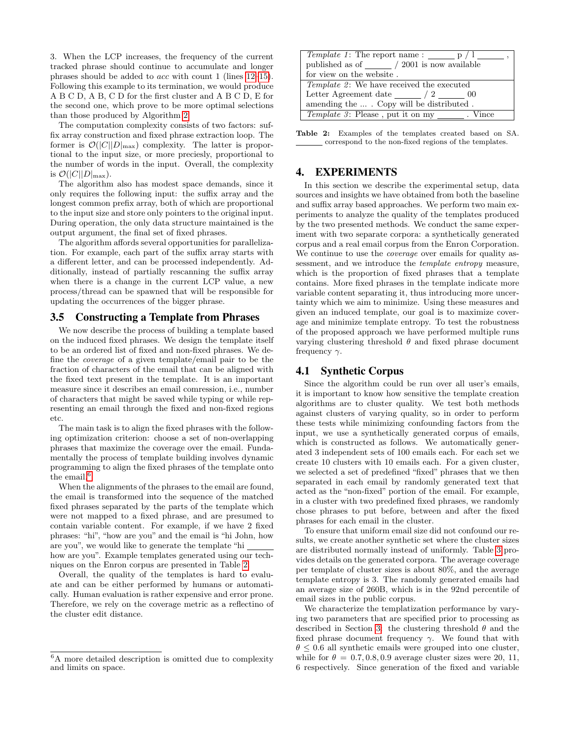3. When the LCP increases, the frequency of the current tracked phrase should continue to accumulate and longer phrases should be added to *acc* with count 1 (lines 12–15). Following this example to its termination, we would produce A B C D, A B, C D for the first cluster and A B C D, E for the second one, which prove to be more optimal selections than those produced by Algorithm 2.

The computation complexity consists of two factors: suffix array construction and fixed phrase extraction loop. The former is $\mathcal{O}(|C||D|_{\max})$ complexity. The latter is proportional to the input size, or more preciesly, proportional to the number of words in the input. Overall, the complexity is $\mathcal{O}(|C||D|_{\max})$.

The algorithm also has modest space demands, since it only requires the following input: the suffix array and the longest common prefix array, both of which are proportional to the input size and store only pointers to the original input. During operation, the only data structure maintained is the output argument, the final set of fixed phrases.

The algorithm affords several opportunities for parallelization. For example, each part of the suffix array starts with a different letter, and can be processed independently. Additionally, instead of partially rescanning the suffix array when there is a change in the current LCP value, a new process/thread can be spawned that will be responsible for updating the occurrences of the bigger phrase.

## 3.5 Constructing a Template from Phrases

We now describe the process of building a template based on the induced fixed phrases. We design the template itself to be an ordered list of fixed and non-fixed phrases. We define the *coverage* of a given template/email pair to be the fraction of characters of the email that can be aligned with the fixed text present in the template. It is an important measure since it describes an email comression, i.e., number of characters that might be saved while typing or while representing an email through the fixed and non-fixed regions etc.

The main task is to align the fixed phrases with the following optimization criterion: choose a set of non-overlapping phrases that maximize the coverage over the email. Fundamentally the process of template building involves dynamic programming to align the fixed phrases of the template onto the email.[6]

When the alignments of the phrases to the email are found, the email is transformed into the sequence of the matched fixed phrases separated by the parts of the template which were not mapped to a fixed phrase, and are presumed to contain variable content. For example, if we have 2 fixed phrases: "hi", "how are you" and the email is "hi John, how are you", we would like to generate the template "hi \_\_\_\_\_\_ how are you". Example templates generated using our techniques on the Enron corpus are presented in Table 2.

Overall, the quality of the templates is hard to evaluate and can be either performed by humans or automatically. Human evaluation is rather expensive and error prone. Therefore, we rely on the coverage metric as a reflectino of the cluster edit distance.

[6] A more detailed description is omitted due to complexity and limits on space.

| |
|---|
| *Template 1*: The report name : \_\_\_\_\_\_ p / l \_\_\_\_\_\_ , published as of \_\_\_\_\_\_ / 2001 is now available for view on the website . |
| *Template 2*: We have received the executed Letter Agreement date \_\_\_\_\_\_ / 2 \_\_\_\_\_\_ 00 amending the ... . Copy will be distributed . |
| *Template 3*: Please , put it on my \_\_\_\_\_\_ . Vince |

**Table 2:** Examples of the templates created based on SA. \_\_\_\_\_\_ correspond to the non-fixed regions of the templates.

# 4. EXPERIMENTS

In this section we describe the experimental setup, data sources and insights we have obtained from both the baseline and suffix array based approaches. We perform two main experiments to analyze the quality of the templates produced by the two presented methods. We conduct the same experiment with two separate corpora: a synthetically generated corpus and a real email corpus from the Enron Corporation. We continue to use the *coverage* over emails for quality assessment, and we introduce the *template entropy* measure, which is the proportion of fixed phrases that a template contains. More fixed phrases in the template indicate more variable content separating it, thus introducing more uncertainty which we aim to minimize. Using these measures and given an induced template, our goal is to maximize coverage and minimize template entropy. To test the robustness of the proposed approach we have performed multiple runs varying clustering threshold $\theta$ and fixed phrase document frequency $\gamma$.

## 4.1 Synthetic Corpus

Since the algorithm could be run over all user's emails, it is important to know how sensitive the template creation algorithms are to cluster quality. We test both methods against clusters of varying quality, so in order to perform these tests while minimizing confounding factors from the input, we use a synthetically generated corpus of emails, which is constructed as follows. We automatically generated 3 independent sets of 100 emails each. For each set we create 10 clusters with 10 emails each. For a given cluster, we selected a set of predefined "fixed" phrases that we then separated in each email by randomly generated text that acted as the "non-fixed" portion of the email. For example, in a cluster with two predefined fixed phrases, we randomly chose phrases to put before, between and after the fixed phrases for each email in the cluster.

To ensure that uniform email size did not confound our results, we create another synthetic set where the cluster sizes are distributed normally instead of uniformly. Table 3 provides details on the generated corpora. The average coverage per template of cluster sizes is about 80%, and the average template entropy is 3. The randomly generated emails had an average size of 260B, which is in the 92nd percentile of email sizes in the public corpus.

We characterize the templatization performance by varying two parameters that are specified prior to processing as described in Section 3: the clustering threshold $\theta$ and the fixed phrase document frequency $\gamma$. We found that with $\theta \leq 0.6$ all synthetic emails were grouped into one cluster, while for $\theta = 0.7, 0.8, 0.9$ average cluster sizes were 20, 11, 6 respectively. Since generation of the fixed and variable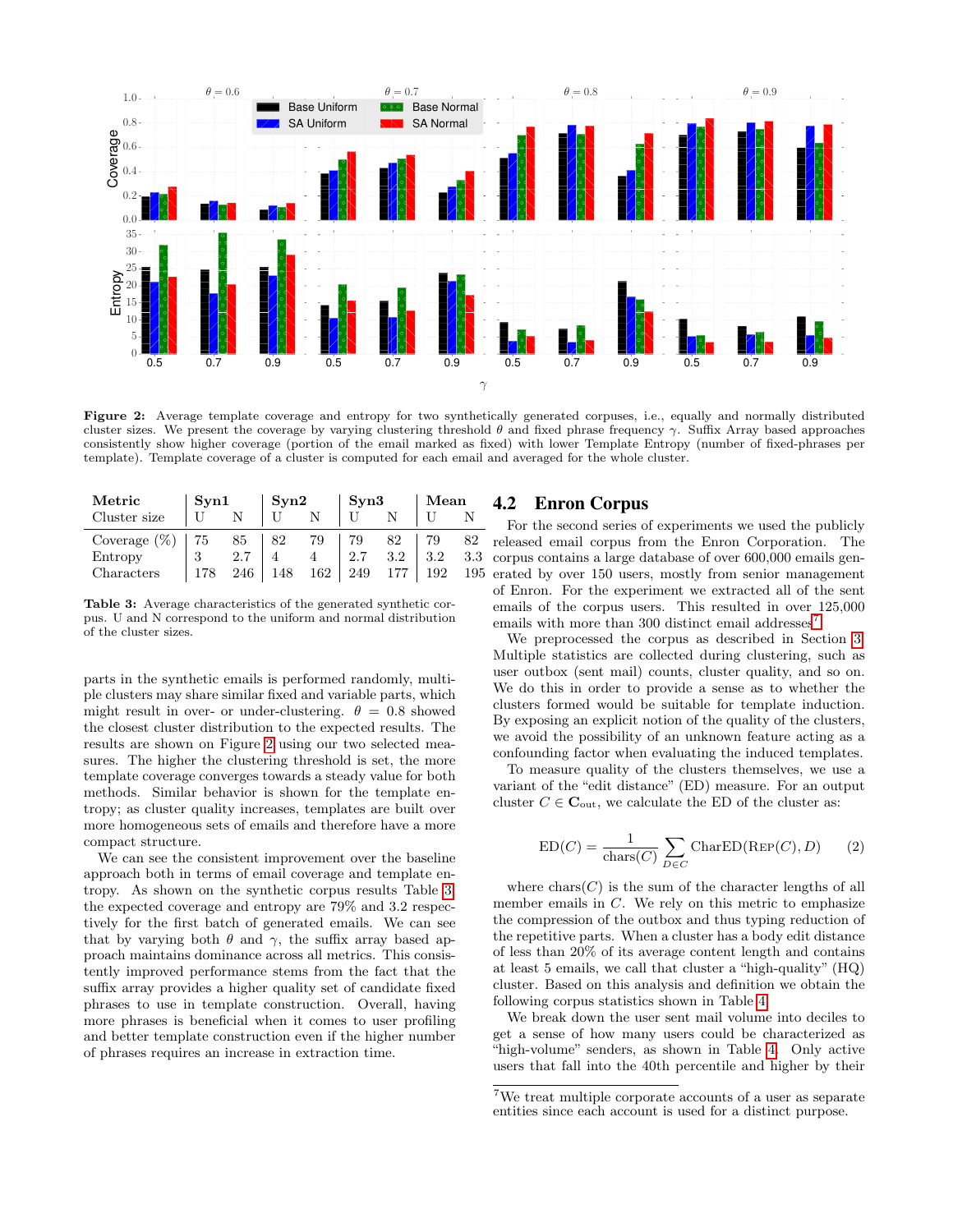θ = 0.6 θ = 0.7 θ = 0.8 θ = 0.9

Base Uniform Base Normal SA Uniform SA Normal

Coverage

1.0 0.8 0.6 0.4 0.2 0.0

Entropy

35 30 25 20 15 10 5 0

0.5 0.7 0.9 0.5 0.7 0.9 0.5 0.7 0.9 0.5 0.7 0.9

γ

**Figure 2:** Average template coverage and entropy for two synthetically generated corpuses, i.e., equally and normally distributed cluster sizes. We present the coverage by varying clustering threshold $\theta$ and fixed phrase frequency $\gamma$. Suffix Array based approaches consistently show higher coverage (portion of the email marked as fixed) with lower Template Entropy (number of fixed-phrases per template). Template coverage of a cluster is computed for each email and averaged for the whole cluster.

| **Metric** | **Syn1** | | **Syn2** | | **Syn3** | | **Mean** | |
|---|---|---|---|---|---|---|---|---|
| Cluster size | U | N | U | N | U | N | U | N |
| Coverage (%) | 75 | 85 | 82 | 79 | 79 | 82 | 79 | 82 |
| Entropy | 3 | 2.7 | 4 | 4 | 2.7 | 3.2 | 3.2 | 3.3 |
| Characters | 178 | 246 | 148 | 162 | 249 | 177 | 192 | 195 |

**Table 3:** Average characteristics of the generated synthetic corpus. U and N correspond to the uniform and normal distribution of the cluster sizes.

parts in the synthetic emails is performed randomly, multiple clusters may share similar fixed and variable parts, which might result in over- or under-clustering. $\theta = 0.8$ showed the closest cluster distribution to the expected results. The results are shown on Figure 2 using our two selected measures. The higher the clustering threshold is set, the more template coverage converges towards a steady value for both methods. Similar behavior is shown for the template entropy; as cluster quality increases, templates are built over more homogeneous sets of emails and therefore have a more compact structure.

We can see the consistent improvement over the baseline approach both in terms of email coverage and template entropy. As shown on the synthetic corpus results Table 3 the expected coverage and entropy are 79% and 3.2 respectively for the first batch of generated emails. We can see that by varying both $\theta$ and $\gamma$, the suffix array based approach maintains dominance across all metrics. This consistently improved performance stems from the fact that the suffix array provides a higher quality set of candidate fixed phrases to use in template construction. Overall, having more phrases is beneficial when it comes to user profiling and better template construction even if the higher number of phrases requires an increase in extraction time.

## 4.2 Enron Corpus

For the second series of experiments we used the publicly released email corpus from the Enron Corporation. The corpus contains a large database of over 600,000 emails generated by over 150 users, mostly from senior management of Enron. For the experiment we extracted all of the sent emails of the corpus users. This resulted in over 125,000 emails with more than 300 distinct email addresses[7].

We preprocessed the corpus as described in Section 3. Multiple statistics are collected during clustering, such as user outbox (sent mail) counts, cluster quality, and so on. We do this in order to provide a sense as to whether the clusters formed would be suitable for template induction. By exposing an explicit notion of the quality of the clusters, we avoid the possibility of an unknown feature acting as a confounding factor when evaluating the induced templates.

To measure quality of the clusters themselves, we use a variant of the "edit distance" (ED) measure. For an output cluster $C \in \mathbf{C}_{\text{out}}$, we calculate the ED of the cluster as:

$$\text{ED}(C) = \frac{1}{\text{chars}(C)} \sum_{D \in C} \text{CharED}(\text{Rep}(C), D) \tag{2}$$

where $\text{chars}(C)$ is the sum of the character lengths of all member emails in $C$. We rely on this metric to emphasize the compression of the outbox and thus typing reduction of the repetitive parts. When a cluster has a body edit distance of less than 20% of its average content length and contains at least 5 emails, we call that cluster a "high-quality" (HQ) cluster. Based on this analysis and definition we obtain the following corpus statistics shown in Table 4.

We break down the user sent mail volume into deciles to get a sense of how many users could be characterized as "high-volume" senders, as shown in Table 4. Only active users that fall into the 40th percentile and higher by their

[7] We treat multiple corporate accounts of a user as separate entities since each account is used for a distinct purpose.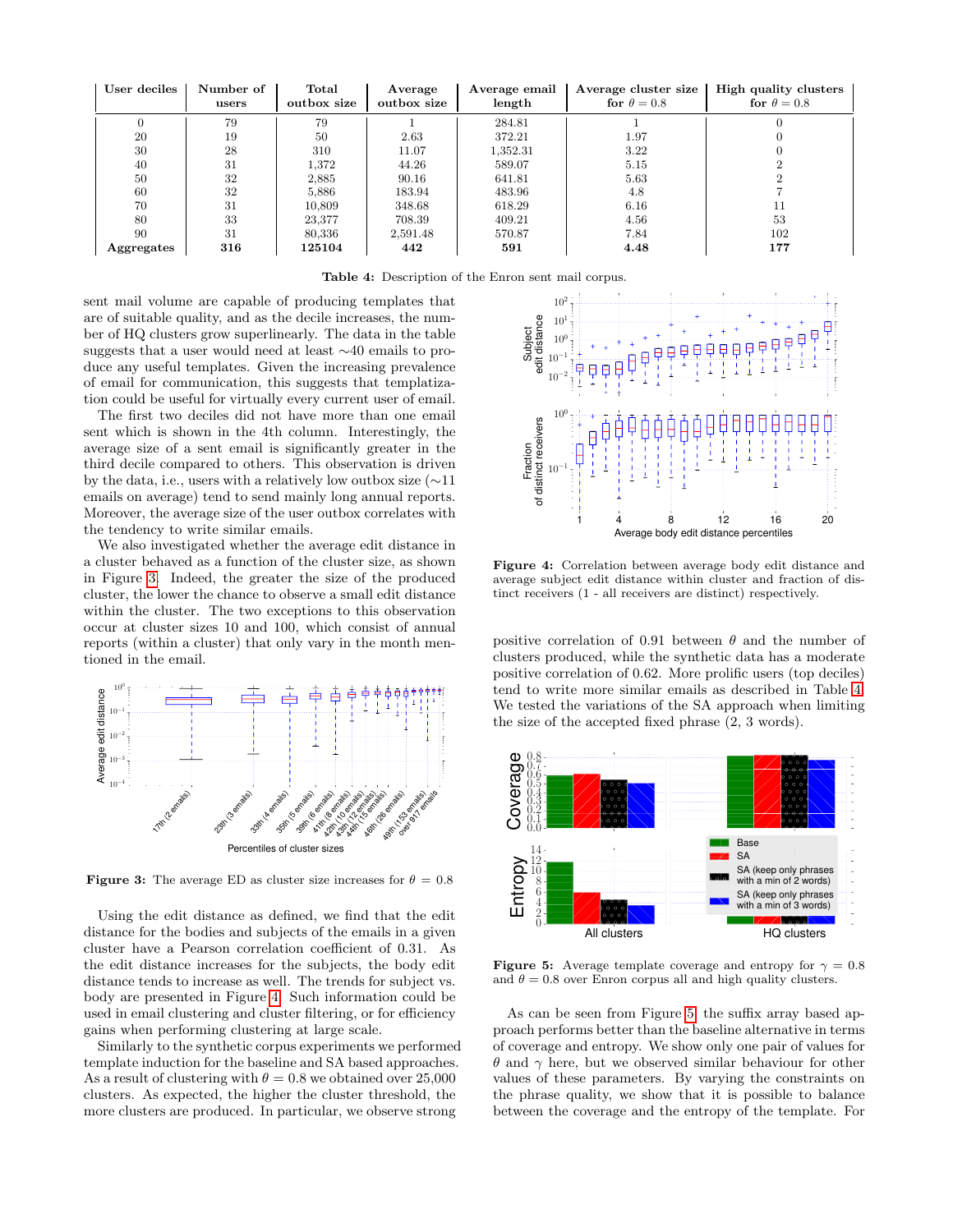| User deciles | Number of users | Total outbox size | Average outbox size | Average email length | Average cluster size for $\theta = 0.8$ | High quality clusters for $\theta = 0.8$ |
|---|---|---|---|---|---|---|
| 0 | 79 | 79 | 1 | 284.81 | 1 | 0 |
| 20 | 19 | 50 | 2.63 | 372.21 | 1.97 | 0 |
| 30 | 28 | 310 | 11.07 | 1,352.31 | 3.22 | 0 |
| 40 | 31 | 1,372 | 44.26 | 589.07 | 5.15 | 2 |
| 50 | 32 | 2,885 | 90.16 | 641.81 | 5.63 | 2 |
| 60 | 32 | 5,886 | 183.94 | 483.96 | 4.8 | 7 |
| 70 | 31 | 10,809 | 348.68 | 618.29 | 6.16 | 11 |
| 80 | 33 | 23,377 | 708.39 | 409.21 | 4.56 | 53 |
| 90 | 31 | 80,336 | 2,591.48 | 570.87 | 7.84 | 102 |
| **Aggregates** | **316** | **125104** | **442** | **591** | **4.48** | **177** |

**Table 4:** Description of the Enron sent mail corpus.

sent mail volume are capable of producing templates that are of suitable quality, and as the decile increases, the number of HQ clusters grow superlinearly. The data in the table suggests that a user would need at least ~40 emails to produce any useful templates. Given the increasing prevalence of email for communication, this suggests that templatization could be useful for virtually every current user of email.

The first two deciles did not have more than one email sent which is shown in the 4th column. Interestingly, the average size of a sent email is significantly greater in the third decile compared to others. This observation is driven by the data, i.e., users with a relatively low outbox size (~11 emails on average) tend to send mainly long annual reports. Moreover, the average size of the user outbox correlates with the tendency to write similar emails.

We also investigated whether the average edit distance in a cluster behaved as a function of the cluster size, as shown in Figure 3. Indeed, the greater the size of the produced cluster, the lower the chance to observe a small edit distance within the cluster. The two exceptions to this observation occur at cluster sizes 10 and 100, which consist of annual reports (within a cluster) that only vary in the month mentioned in the email.

**Figure 3:** The average ED as cluster size increases for $\theta = 0.8$

Using the edit distance as defined, we find that the edit distance for the bodies and subjects of the emails in a given cluster have a Pearson correlation coefficient of 0.31. As the edit distance increases for the subjects, the body edit distance tends to increase as well. The trends for subject vs. body are presented in Figure 4. Such information could be used in email clustering and cluster filtering, or for efficiency gains when performing clustering at large scale.

Similarly to the synthetic corpus experiments we performed template induction for the baseline and SA based approaches. As a result of clustering with $\theta = 0.8$ we obtained over 25,000 clusters. As expected, the higher the cluster threshold, the more clusters are produced. In particular, we observe strong positive correlation of 0.91 between $\theta$ and the number of clusters produced, while the synthetic data has a moderate positive correlation of 0.62. More prolific users (top deciles) tend to write more similar emails as described in Table 4. We tested the variations of the SA approach when limiting the size of the accepted fixed phrase (2, 3 words).

**Figure 4:** Correlation between average body edit distance and average subject edit distance within cluster and fraction of distinct receivers (1 - all receivers are distinct) respectively.

**Figure 5:** Average template coverage and entropy for $\gamma = 0.8$ and $\theta = 0.8$ over Enron corpus all and high quality clusters.

As can be seen from Figure 5, the suffix array based approach performs better than the baseline alternative in terms of coverage and entropy. We show only one pair of values for $\theta$ and $\gamma$ here, but we observed similar behaviour for other values of these parameters. By varying the constraints on the phrase quality, we show that it is possible to balance between the coverage and the entropy of the template. For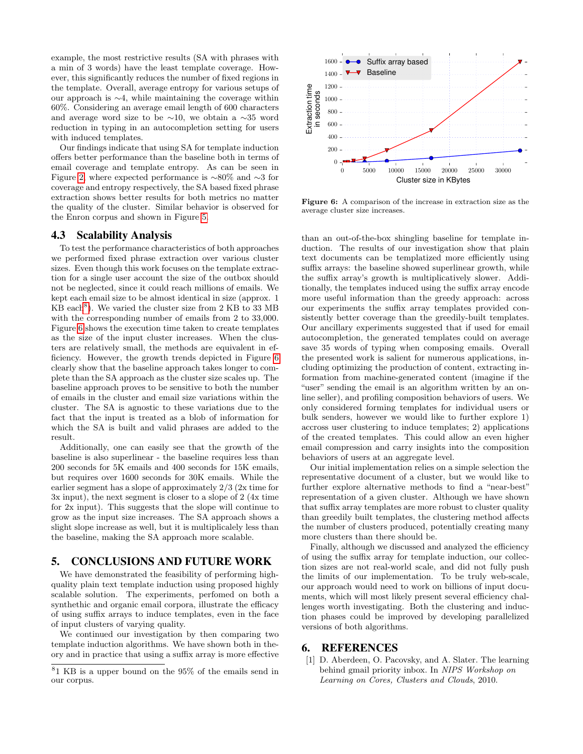example, the most restrictive results (SA with phrases with a min of 3 words) have the least template coverage. However, this significantly reduces the number of fixed regions in the template. Overall, average entropy for various setups of our approach is ∼4, while maintaining the coverage within 60%. Considering an average email length of 600 characters and average word size to be ∼10, we obtain a ∼35 word reduction in typing in an autocompletion setting for users with induced templates.

Our findings indicate that using SA for template induction offers better performance than the baseline both in terms of email coverage and template entropy. As can be seen in Figure 2, where expected performance is ∼80% and ∼3 for coverage and entropy respectively, the SA based fixed phrase extraction shows better results for both metrics no matter the quality of the cluster. Similar behavior is observed for the Enron corpus and shown in Figure 5.

### 4.3 Scalability Analysis

To test the performance characteristics of both approaches we performed fixed phrase extraction over various cluster sizes. Even though this work focuses on the template extraction for a single user account the size of the outbox should not be neglected, since it could reach millions of emails. We kept each email size to be almost identical in size (approx. 1 KB each[8]). We varied the cluster size from 2 KB to 33 MB with the corresponding number of emails from 2 to 33,000. Figure 6 shows the execution time taken to create templates as the size of the input cluster increases. When the clusters are relatively small, the methods are equivalent in efficiency. However, the growth trends depicted in Figure 6 clearly show that the baseline approach takes longer to complete than the SA approach as the cluster size scales up. The baseline approach proves to be sensitive to both the number of emails in the cluster and email size variations within the cluster. The SA is agnostic to these variations due to the fact that the input is treated as a blob of information for which the SA is built and valid phrases are added to the result.

Additionally, one can easily see that the growth of the baseline is also superlinear - the baseline requires less than 200 seconds for 5K emails and 400 seconds for 15K emails, but requires over 1600 seconds for 30K emails. While the earlier segment has a slope of approximately 2/3 (2x time for 3x input), the next segment is closer to a slope of 2 (4x time for 2x input). This suggests that the slope will continue to grow as the input size increases. The SA approach shows a slight slope increase as well, but it is multiplicaly less than the baseline, making the SA approach more scalable.

Suffix array based
Baseline
Extraction time in seconds
Cluster size in KBytes
0
200
400
600
800
1000
1200
1400
1600
0
5000
10000
15000
20000
25000
30000

**Figure 6:** A comparison of the increase in extraction size as the average cluster size increases.

## 5. CONCLUSIONS AND FUTURE WORK

We have demonstrated the feasibility of performing high-quality plain text template induction using proposed highly scalable solution. The experiments, perfomed on both a synthethic and organic email corpora, illustrate the efficacy of using suffix arrays to induce templates, even in the face of input clusters of varying quality.

We continued our investigation by then comparing two template induction algorithms. We have shown both in theory and in practice that using a suffix array is more effective than an out-of-the-box shingling baseline for template induction. The results of our investigation show that plain text documents can be templatized more efficiently using suffix arrays: the baseline showed superlinear growth, while the suffix array's growth is multiplicatively slower. Additionally, the templates induced using the suffix array encode more useful information than the greedy approach: across our experiments the suffix array templates provided consistently better coverage than the greedily-built templates. Our ancillary experiments suggested that if used for email autocompletion, the generated templates could on average save 35 words of typing when composing emails. Overall the presented work is salient for numerous applications, including optimizing the production of content, extracting information from machine-generated content (imagine if the "user" sending the email is an algorithm written by an online seller), and profiling composition behaviors of users. We only considered forming templates for individual users or bulk senders, however we would like to further explore 1) accross user clustering to induce templates; 2) applications of the created templates. This could allow an even higher email compression and carry insights into the composition behaviors of users at an aggregate level.

Our initial implementation relies on a simple selection the representative document of a cluster, but we would like to further explore alternative methods to find a "near-best" representation of a given cluster. Although we have shown that suffix array templates are more robust to cluster quality than greedily built templates, the clustering method affects the number of clusters produced, potentially creating many more clusters than there should be.

Finally, although we discussed and analyzed the efficiency of using the suffix array for template induction, our collection sizes are not real-world scale, and did not fully push the limits of our implementation. To be truly web-scale, our approach would need to work on billions of input documents, which will most likely present several efficiency challenges worth investigating. Both the clustering and induction phases could be improved by developing parallelized versions of both algorithms.

## 6. REFERENCES

[1] D. Aberdeen, O. Pacovsky, and A. Slater. The learning behind gmail priority inbox. In *NIPS Workshop on Learning on Cores, Clusters and Clouds*, 2010.

[8] 1 KB is a upper bound on the 95% of the emails send in our corpus.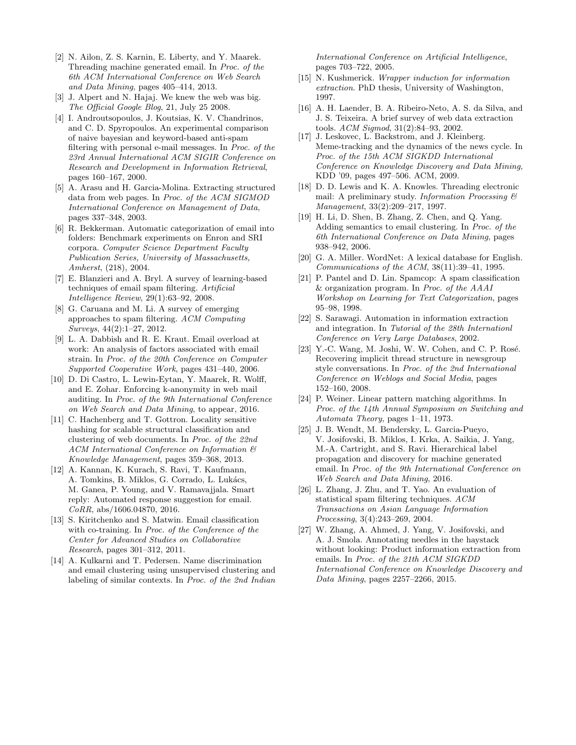[2] N. Ailon, Z. S. Karnin, E. Liberty, and Y. Maarek. Threading machine generated email. In *Proc. of the 6th ACM International Conference on Web Search and Data Mining*, pages 405–414, 2013.

[3] J. Alpert and N. Hajaj. We knew the web was big. *The Official Google Blog*, 21, July 25 2008.

[4] I. Androutsopoulos, J. Koutsias, K. V. Chandrinos, and C. D. Spyropoulos. An experimental comparison of naive bayesian and keyword-based anti-spam filtering with personal e-mail messages. In *Proc. of the 23rd Annual International ACM SIGIR Conference on Research and Development in Information Retrieval*, pages 160–167, 2000.

[5] A. Arasu and H. Garcia-Molina. Extracting structured data from web pages. In *Proc. of the ACM SIGMOD International Conference on Management of Data*, pages 337–348, 2003.

[6] R. Bekkerman. Automatic categorization of email into folders: Benchmark experiments on Enron and SRI corpora. *Computer Science Department Faculty Publication Series, University of Massachusetts, Amherst*, (218), 2004.

[7] E. Blanzieri and A. Bryl. A survey of learning-based techniques of email spam filtering. *Artificial Intelligence Review*, 29(1):63–92, 2008.

[8] G. Caruana and M. Li. A survey of emerging approaches to spam filtering. *ACM Computing Surveys*, 44(2):1–27, 2012.

[9] L. A. Dabbish and R. E. Kraut. Email overload at work: An analysis of factors associated with email strain. In *Proc. of the 20th Conference on Computer Supported Cooperative Work*, pages 431–440, 2006.

[10] D. Di Castro, L. Lewin-Eytan, Y. Maarek, R. Wolff, and E. Zohar. Enforcing k-anonymity in web mail auditing. In *Proc. of the 9th International Conference on Web Search and Data Mining*, to appear, 2016.

[11] C. Hachenberg and T. Gottron. Locality sensitive hashing for scalable structural classification and clustering of web documents. In *Proc. of the 22nd ACM International Conference on Information & Knowledge Management*, pages 359–368, 2013.

[12] A. Kannan, K. Kurach, S. Ravi, T. Kaufmann, A. Tomkins, B. Miklos, G. Corrado, L. Lukács, M. Ganea, P. Young, and V. Ramavajjala. Smart reply: Automated response suggestion for email. *CoRR*, abs/1606.04870, 2016.

[13] S. Kiritchenko and S. Matwin. Email classification with co-training. In *Proc. of the Conference of the Center for Advanced Studies on Collaborative Research*, pages 301–312, 2011.

[14] A. Kulkarni and T. Pedersen. Name discrimination and email clustering using unsupervised clustering and labeling of similar contexts. In *Proc. of the 2nd Indian International Conference on Artificial Intelligence*, pages 703–722, 2005.

[15] N. Kushmerick. *Wrapper induction for information extraction*. PhD thesis, University of Washington, 1997.

[16] A. H. Laender, B. A. Ribeiro-Neto, A. S. da Silva, and J. S. Teixeira. A brief survey of web data extraction tools. *ACM Sigmod*, 31(2):84–93, 2002.

[17] J. Leskovec, L. Backstrom, and J. Kleinberg. Meme-tracking and the dynamics of the news cycle. In *Proc. of the 15th ACM SIGKDD International Conference on Knowledge Discovery and Data Mining*, KDD '09, pages 497–506. ACM, 2009.

[18] D. D. Lewis and K. A. Knowles. Threading electronic mail: A preliminary study. *Information Processing & Management*, 33(2):209–217, 1997.

[19] H. Li, D. Shen, B. Zhang, Z. Chen, and Q. Yang. Adding semantics to email clustering. In *Proc. of the 6th International Conference on Data Mining*, pages 938–942, 2006.

[20] G. A. Miller. WordNet: A lexical database for English. *Communications of the ACM*, 38(11):39–41, 1995.

[21] P. Pantel and D. Lin. Spamcop: A spam classification & organization program. In *Proc. of the AAAI Workshop on Learning for Text Categorization*, pages 95–98, 1998.

[22] S. Sarawagi. Automation in information extraction and integration. In *Tutorial of the 28th Internationl Conference on Very Large Databases*, 2002.

[23] Y.-C. Wang, M. Joshi, W. W. Cohen, and C. P. Rosé. Recovering implicit thread structure in newsgroup style conversations. In *Proc. of the 2nd International Conference on Weblogs and Social Media*, pages 152–160, 2008.

[24] P. Weiner. Linear pattern matching algorithms. In *Proc. of the 14th Annual Symposium on Switching and Automata Theory*, pages 1–11, 1973.

[25] J. B. Wendt, M. Bendersky, L. Garcia-Pueyo, V. Josifovski, B. Miklos, I. Krka, A. Saikia, J. Yang, M.-A. Cartright, and S. Ravi. Hierarchical label propagation and discovery for machine generated email. In *Proc. of the 9th International Conference on Web Search and Data Mining*, 2016.

[26] L. Zhang, J. Zhu, and T. Yao. An evaluation of statistical spam filtering techniques. *ACM Transactions on Asian Language Information Processing*, 3(4):243–269, 2004.

[27] W. Zhang, A. Ahmed, J. Yang, V. Josifovski, and A. J. Smola. Annotating needles in the haystack without looking: Product information extraction from emails. In *Proc. of the 21th ACM SIGKDD International Conference on Knowledge Discovery and Data Mining*, pages 2257–2266, 2015.